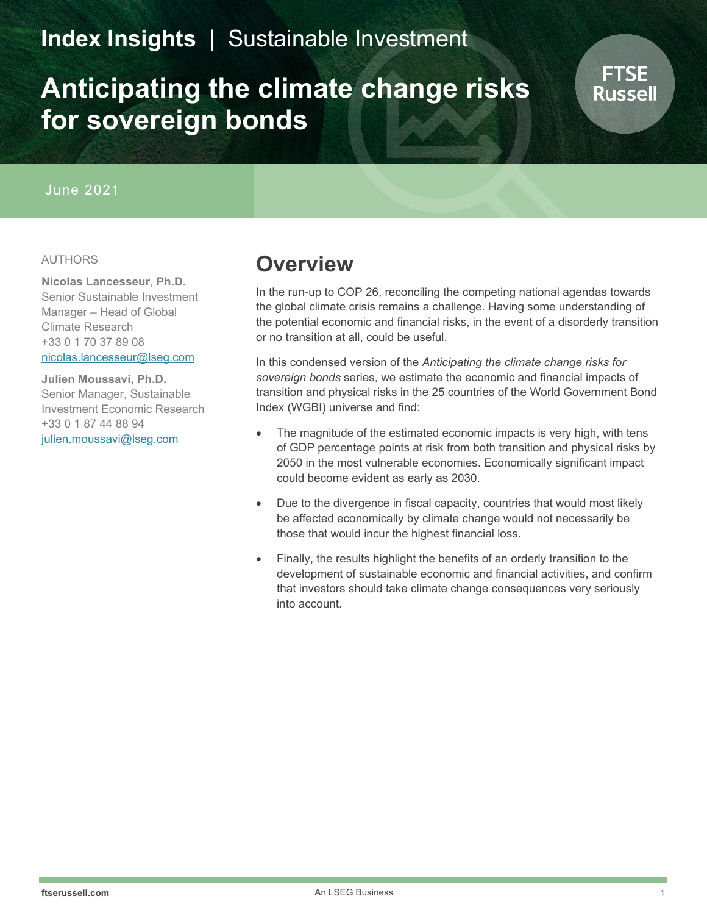Index Insights | Sustainable Investment

# Anticipating the climate change risks for sovereign bonds

June 2021

AUTHORS

**Nicolas Lancesseur, Ph.D.**
Senior Sustainable Investment Manager – Head of Global Climate Research
+33 0 1 70 37 89 08
nicolas.lancesseur@lseg.com

**Julien Moussavi, Ph.D.**
Senior Manager, Sustainable Investment Economic Research
+33 0 1 87 44 88 94
julien.moussavi@lseg.com

## Overview

In the run-up to COP 26, reconciling the competing national agendas towards the global climate crisis remains a challenge. Having some understanding of the potential economic and financial risks, in the event of a disorderly transition or no transition at all, could be useful.

In this condensed version of the *Anticipating the climate change risks for sovereign bonds* series, we estimate the economic and financial impacts of transition and physical risks in the 25 countries of the World Government Bond Index (WGBI) universe and find:

- The magnitude of the estimated economic impacts is very high, with tens of GDP percentage points at risk from both transition and physical risks by 2050 in the most vulnerable economies. Economically significant impact could become evident as early as 2030.
- Due to the divergence in fiscal capacity, countries that would most likely be affected economically by climate change would not necessarily be those that would incur the highest financial loss.
- Finally, the results highlight the benefits of an orderly transition to the development of sustainable economic and financial activities, and confirm that investors should take climate change consequences very seriously into account.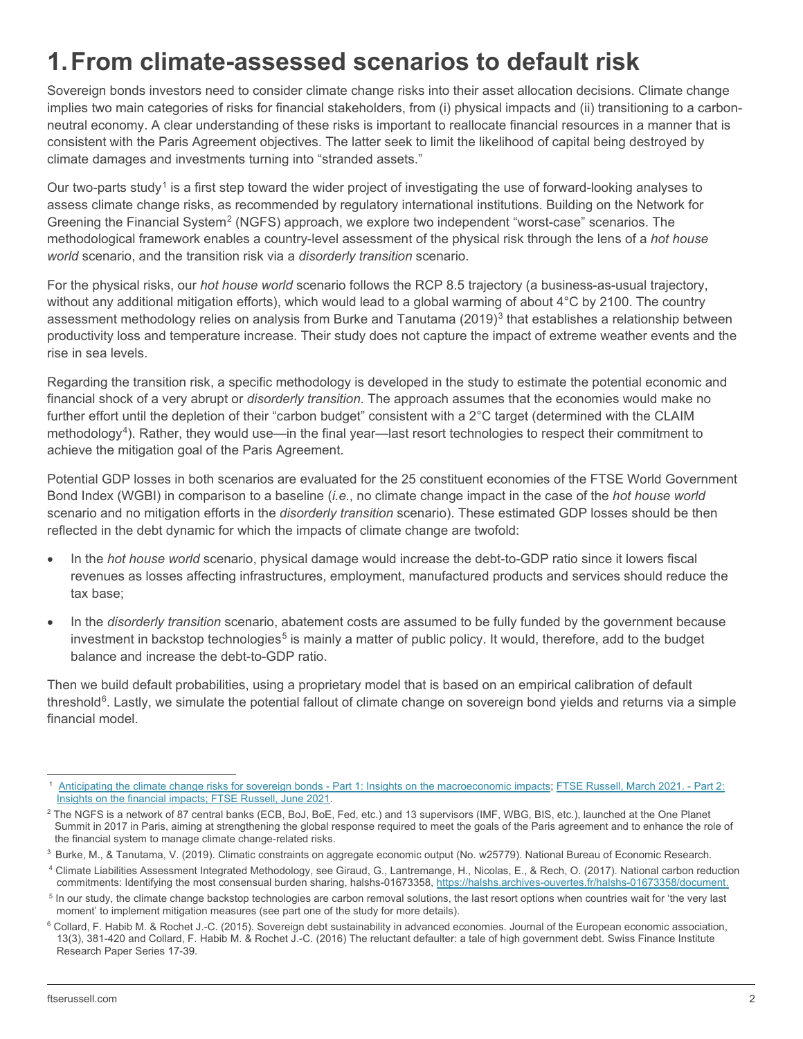# 1. From climate-assessed scenarios to default risk

Sovereign bonds investors need to consider climate change risks into their asset allocation decisions. Climate change implies two main categories of risks for financial stakeholders, from (i) physical impacts and (ii) transitioning to a carbon-neutral economy. A clear understanding of these risks is important to reallocate financial resources in a manner that is consistent with the Paris Agreement objectives. The latter seek to limit the likelihood of capital being destroyed by climate damages and investments turning into "stranded assets."

Our two-parts study[1] is a first step toward the wider project of investigating the use of forward-looking analyses to assess climate change risks, as recommended by regulatory international institutions. Building on the Network for Greening the Financial System[2] (NGFS) approach, we explore two independent "worst-case" scenarios. The methodological framework enables a country-level assessment of the physical risk through the lens of a *hot house world* scenario, and the transition risk via a *disorderly transition* scenario.

For the physical risks, our *hot house world* scenario follows the RCP 8.5 trajectory (a business-as-usual trajectory, without any additional mitigation efforts), which would lead to a global warming of about 4°C by 2100. The country assessment methodology relies on analysis from Burke and Tanutama (2019)[3] that establishes a relationship between productivity loss and temperature increase. Their study does not capture the impact of extreme weather events and the rise in sea levels.

Regarding the transition risk, a specific methodology is developed in the study to estimate the potential economic and financial shock of a very abrupt or *disorderly transition*. The approach assumes that the economies would make no further effort until the depletion of their "carbon budget" consistent with a 2°C target (determined with the CLAIM methodology[4]). Rather, they would use—in the final year—last resort technologies to respect their commitment to achieve the mitigation goal of the Paris Agreement.

Potential GDP losses in both scenarios are evaluated for the 25 constituent economies of the FTSE World Government Bond Index (WGBI) in comparison to a baseline (*i.e.*, no climate change impact in the case of the *hot house world* scenario and no mitigation efforts in the *disorderly transition* scenario). These estimated GDP losses should be then reflected in the debt dynamic for which the impacts of climate change are twofold:

- In the *hot house world* scenario, physical damage would increase the debt-to-GDP ratio since it lowers fiscal revenues as losses affecting infrastructures, employment, manufactured products and services should reduce the tax base;
- In the *disorderly transition* scenario, abatement costs are assumed to be fully funded by the government because investment in backstop technologies[5] is mainly a matter of public policy. It would, therefore, add to the budget balance and increase the debt-to-GDP ratio.

Then we build default probabilities, using a proprietary model that is based on an empirical calibration of default threshold[6]. Lastly, we simulate the potential fallout of climate change on sovereign bond yields and returns via a simple financial model.

---

[1] Anticipating the climate change risks for sovereign bonds - Part 1: Insights on the macroeconomic impacts; FTSE Russell, March 2021. - Part 2: Insights on the financial impacts; FTSE Russell, June 2021.

[2] The NGFS is a network of 87 central banks (ECB, BoJ, BoE, Fed, etc.) and 13 supervisors (IMF, WBG, BIS, etc.), launched at the One Planet Summit in 2017 in Paris, aiming at strengthening the global response required to meet the goals of the Paris agreement and to enhance the role of the financial system to manage climate change-related risks.

[3] Burke, M., & Tanutama, V. (2019). Climatic constraints on aggregate economic output (No. w25779). National Bureau of Economic Research.

[4] Climate Liabilities Assessment Integrated Methodology, see Giraud, G., Lantremange, H., Nicolas, E., & Rech, O. (2017). National carbon reduction commitments: Identifying the most consensual burden sharing, halshs-01673358, https://halshs.archives-ouvertes.fr/halshs-01673358/document.

[5] In our study, the climate change backstop technologies are carbon removal solutions, the last resort options when countries wait for 'the very last moment' to implement mitigation measures (see part one of the study for more details).

[6] Collard, F. Habib M. & Rochet J.-C. (2015). Sovereign debt sustainability in advanced economies. Journal of the European economic association, 13(3), 381-420 and Collard, F. Habib M. & Rochet J.-C. (2016) The reluctant defaulter: a tale of high government debt. Swiss Finance Institute Research Paper Series 17-39.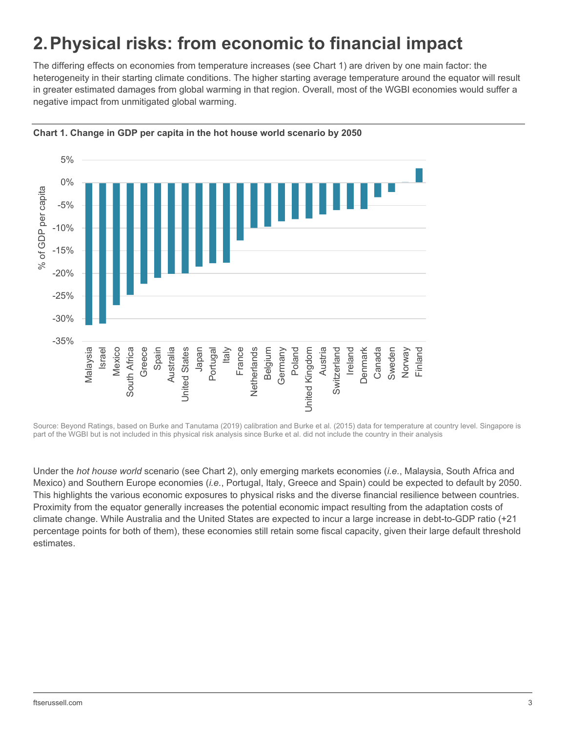# 2. Physical risks: from economic to financial impact

The differing effects on economies from temperature increases (see Chart 1) are driven by one main factor: the heterogeneity in their starting climate conditions. The higher starting average temperature around the equator will result in greater estimated damages from global warming in that region. Overall, most of the WGBI economies would suffer a negative impact from unmitigated global warming.

**Chart 1. Change in GDP per capita in the hot house world scenario by 2050**

Source: Beyond Ratings, based on Burke and Tanutama (2019) calibration and Burke et al. (2015) data for temperature at country level. Singapore is part of the WGBI but is not included in this physical risk analysis since Burke et al. did not include the country in their analysis

Under the *hot house world* scenario (see Chart 2), only emerging markets economies (*i.e.*, Malaysia, South Africa and Mexico) and Southern Europe economies (*i.e.*, Portugal, Italy, Greece and Spain) could be expected to default by 2050. This highlights the various economic exposures to physical risks and the diverse financial resilience between countries. Proximity from the equator generally increases the potential economic impact resulting from the adaptation costs of climate change. While Australia and the United States are expected to incur a large increase in debt-to-GDP ratio (+21 percentage points for both of them), these economies still retain some fiscal capacity, given their large default threshold estimates.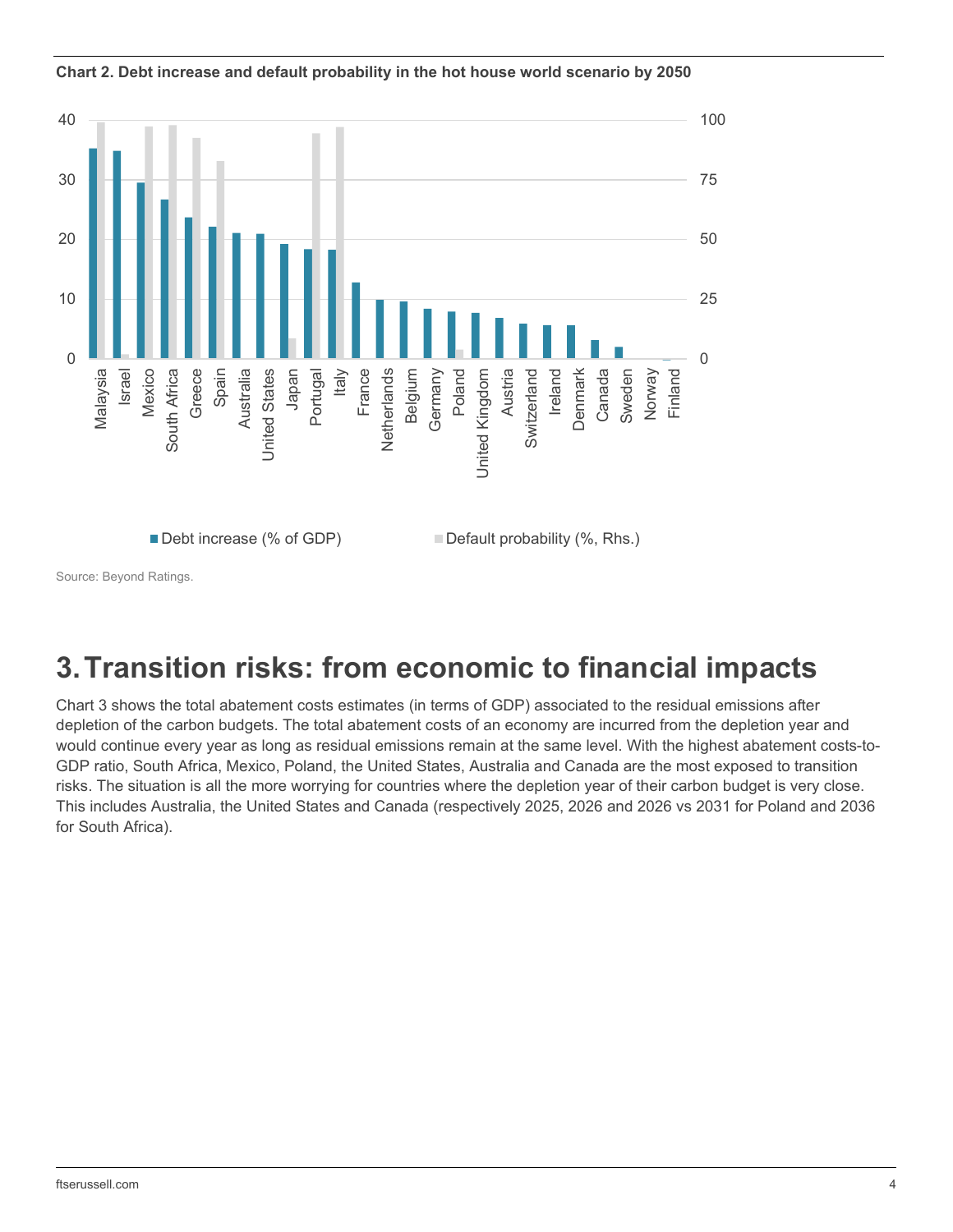**Chart 2. Debt increase and default probability in the hot house world scenario by 2050**

Source: Beyond Ratings.

# 3. Transition risks: from economic to financial impacts

Chart 3 shows the total abatement costs estimates (in terms of GDP) associated to the residual emissions after depletion of the carbon budgets. The total abatement costs of an economy are incurred from the depletion year and would continue every year as long as residual emissions remain at the same level. With the highest abatement costs-to-GDP ratio, South Africa, Mexico, Poland, the United States, Australia and Canada are the most exposed to transition risks. The situation is all the more worrying for countries where the depletion year of their carbon budget is very close. This includes Australia, the United States and Canada (respectively 2025, 2026 and 2026 vs 2031 for Poland and 2036 for South Africa).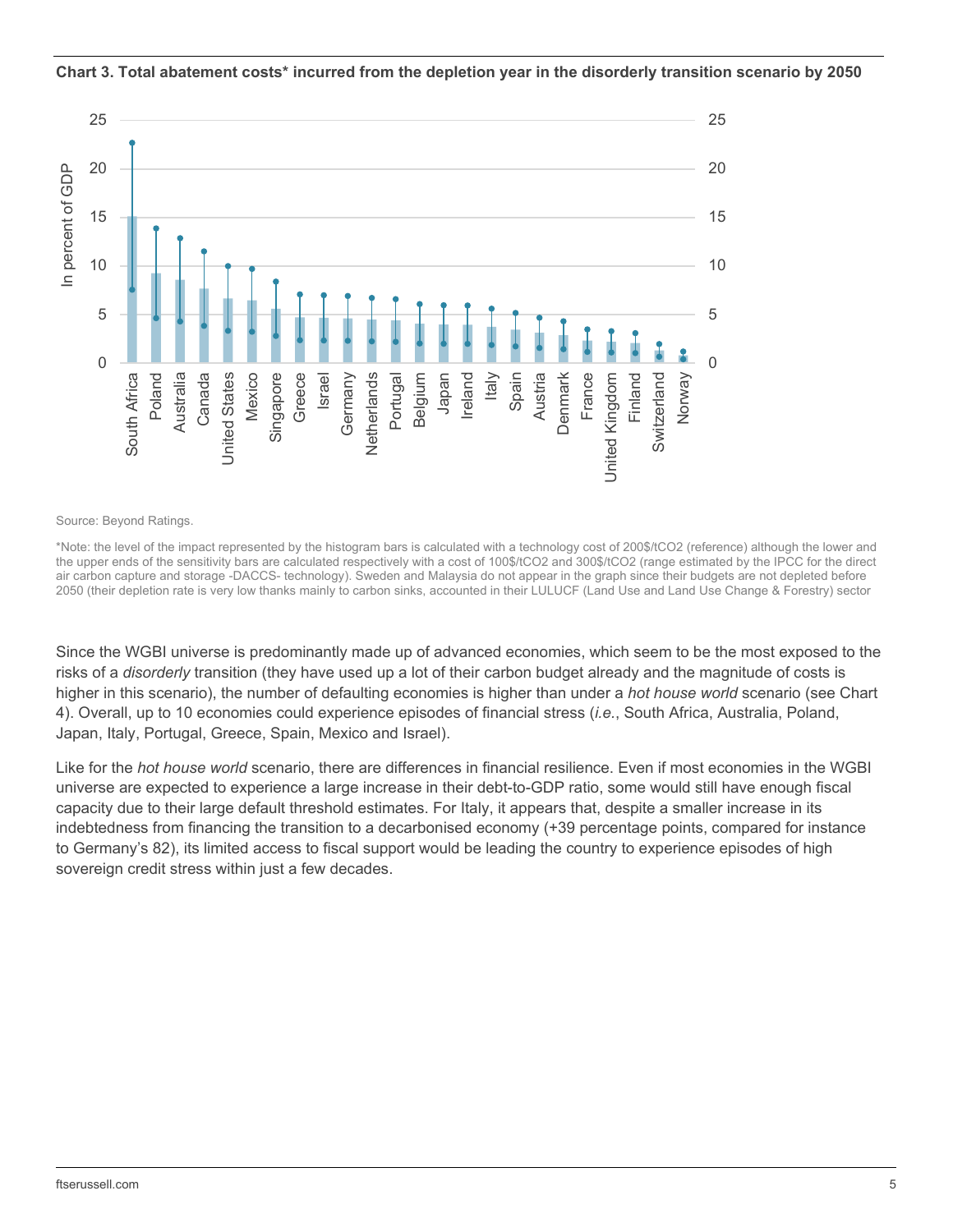**Chart 3. Total abatement costs* incurred from the depletion year in the disorderly transition scenario by 2050**

Source: Beyond Ratings.

*Note: the level of the impact represented by the histogram bars is calculated with a technology cost of 200$/t $CO_2$ (reference) although the lower and the upper ends of the sensitivity bars are calculated respectively with a cost of 100$/t $CO_2$ and 300$/t $CO_2$ (range estimated by the IPCC for the direct air carbon capture and storage -DACCS- technology). Sweden and Malaysia do not appear in the graph since their budgets are not depleted before 2050 (their depletion rate is very low thanks mainly to carbon sinks, accounted in their LULUCF (Land Use and Land Use Change & Forestry) sector

Since the WGBI universe is predominantly made up of advanced economies, which seem to be the most exposed to the risks of a *disorderly* transition (they have used up a lot of their carbon budget already and the magnitude of costs is higher in this scenario), the number of defaulting economies is higher than under a *hot house world* scenario (see Chart 4). Overall, up to 10 economies could experience episodes of financial stress (*i.e.*, South Africa, Australia, Poland, Japan, Italy, Portugal, Greece, Spain, Mexico and Israel).

Like for the *hot house world* scenario, there are differences in financial resilience. Even if most economies in the WGBI universe are expected to experience a large increase in their debt-to-GDP ratio, some would still have enough fiscal capacity due to their large default threshold estimates. For Italy, it appears that, despite a smaller increase in its indebtedness from financing the transition to a decarbonised economy (+39 percentage points, compared for instance to Germany's 82), its limited access to fiscal support would be leading the country to experience episodes of high sovereign credit stress within just a few decades.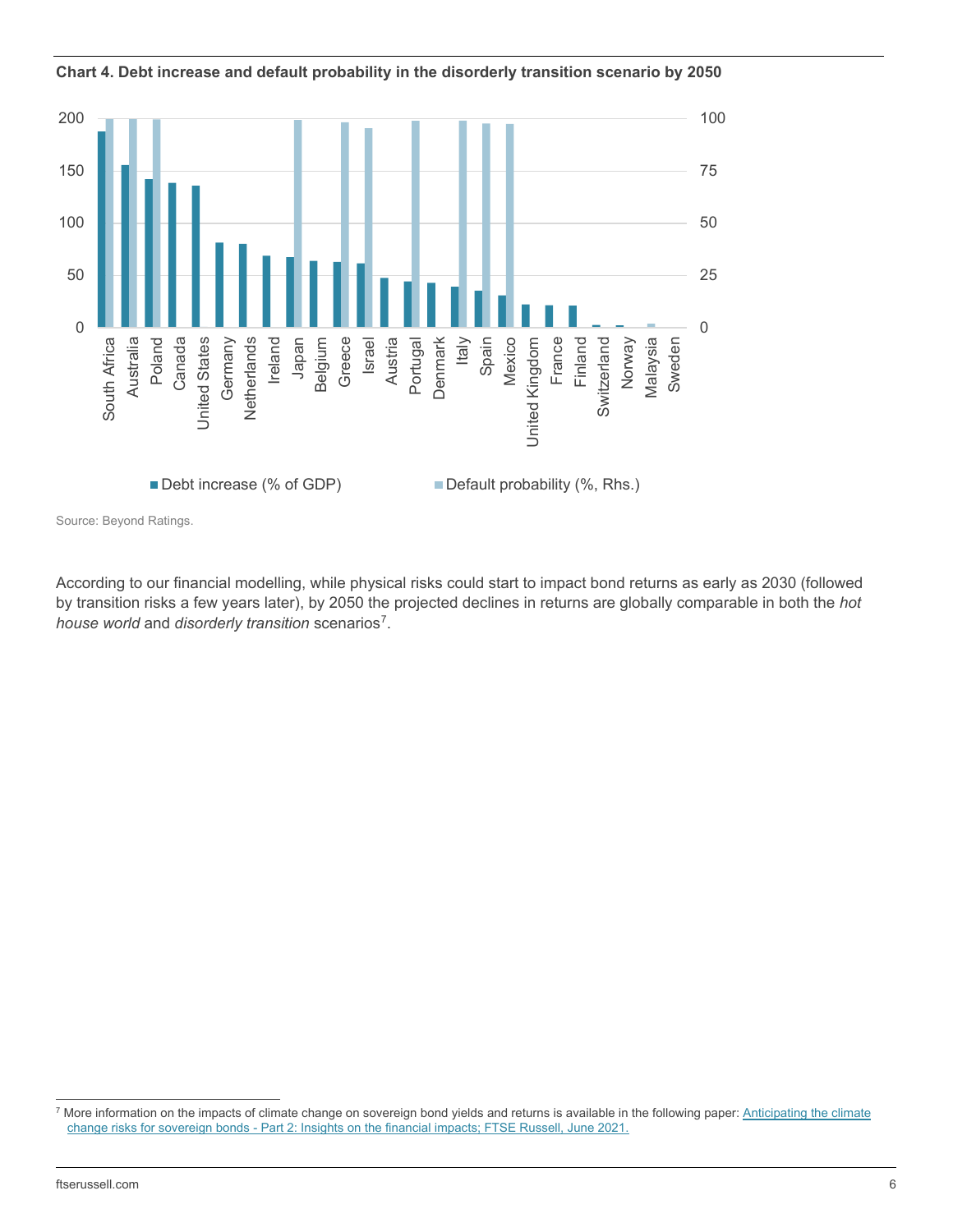**Chart 4. Debt increase and default probability in the disorderly transition scenario by 2050**

Source: Beyond Ratings.

According to our financial modelling, while physical risks could start to impact bond returns as early as 2030 (followed by transition risks a few years later), by 2050 the projected declines in returns are globally comparable in both the *hot house world* and *disorderly transition* scenarios[7].

[7] More information on the impacts of climate change on sovereign bond yields and returns is available in the following paper: [Anticipating the climate change risks for sovereign bonds - Part 2: Insights on the financial impacts; FTSE Russell, June 2021.]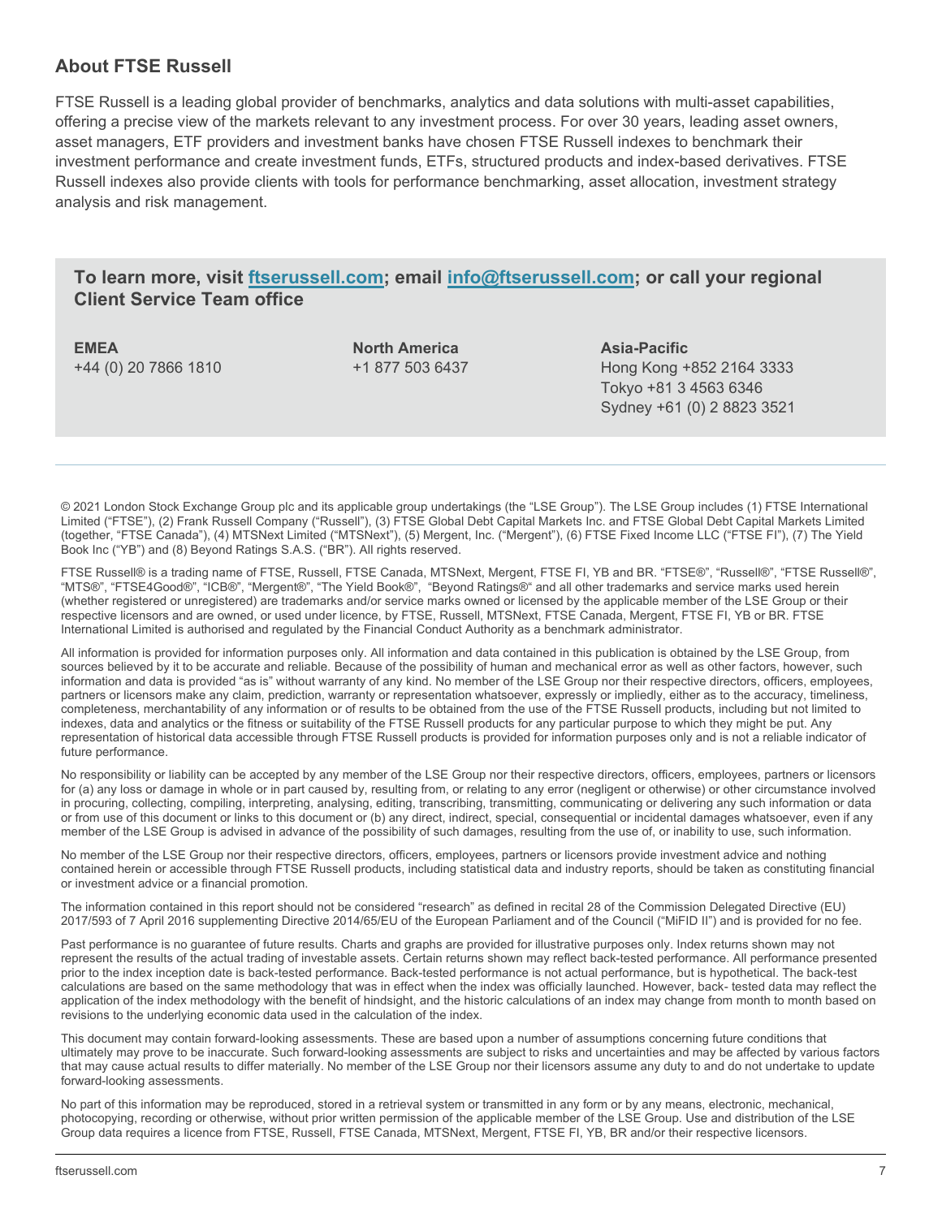## About FTSE Russell

FTSE Russell is a leading global provider of benchmarks, analytics and data solutions with multi-asset capabilities, offering a precise view of the markets relevant to any investment process. For over 30 years, leading asset owners, asset managers, ETF providers and investment banks have chosen FTSE Russell indexes to benchmark their investment performance and create investment funds, ETFs, structured products and index-based derivatives. FTSE Russell indexes also provide clients with tools for performance benchmarking, asset allocation, investment strategy analysis and risk management.

**To learn more, visit [ftserussell.com](ftserussell.com); email [info@ftserussell.com](mailto:info@ftserussell.com); or call your regional Client Service Team office**

**EMEA**
+44 (0) 20 7866 1810

**North America**
+1 877 503 6437

**Asia-Pacific**
Hong Kong +852 2164 3333
Tokyo +81 3 4563 6346
Sydney +61 (0) 2 8823 3521

---

© 2021 London Stock Exchange Group plc and its applicable group undertakings (the "LSE Group"). The LSE Group includes (1) FTSE International Limited ("FTSE"), (2) Frank Russell Company ("Russell"), (3) FTSE Global Debt Capital Markets Inc. and FTSE Global Debt Capital Markets Limited (together, "FTSE Canada"), (4) MTSNext Limited ("MTSNext"), (5) Mergent, Inc. ("Mergent"), (6) FTSE Fixed Income LLC ("FTSE FI"), (7) The Yield Book Inc ("YB") and (8) Beyond Ratings S.A.S. ("BR"). All rights reserved.

FTSE Russell® is a trading name of FTSE, Russell, FTSE Canada, MTSNext, Mergent, FTSE FI, YB and BR. "FTSE®", "Russell®", "FTSE Russell®", "MTS®", "FTSE4Good®", "ICB®", "Mergent®", "The Yield Book®", "Beyond Ratings®" and all other trademarks and service marks used herein (whether registered or unregistered) are trademarks and/or service marks owned or licensed by the applicable member of the LSE Group or their respective licensors and are owned, or used under licence, by FTSE, Russell, MTSNext, FTSE Canada, Mergent, FTSE FI, YB or BR. FTSE International Limited is authorised and regulated by the Financial Conduct Authority as a benchmark administrator.

All information is provided for information purposes only. All information and data contained in this publication is obtained by the LSE Group, from sources believed by it to be accurate and reliable. Because of the possibility of human and mechanical error as well as other factors, however, such information and data is provided "as is" without warranty of any kind. No member of the LSE Group nor their respective directors, officers, employees, partners or licensors make any claim, prediction, warranty or representation whatsoever, expressly or impliedly, either as to the accuracy, timeliness, completeness, merchantability of any information or of results to be obtained from the use of the FTSE Russell products, including but not limited to indexes, data and analytics or the fitness or suitability of the FTSE Russell products for any particular purpose to which they might be put. Any representation of historical data accessible through FTSE Russell products is provided for information purposes only and is not a reliable indicator of future performance.

No responsibility or liability can be accepted by any member of the LSE Group nor their respective directors, officers, employees, partners or licensors for (a) any loss or damage in whole or in part caused by, resulting from, or relating to any error (negligent or otherwise) or other circumstance involved in procuring, collecting, compiling, interpreting, analysing, editing, transcribing, transmitting, communicating or delivering any such information or data or from use of this document or links to this document or (b) any direct, indirect, special, consequential or incidental damages whatsoever, even if any member of the LSE Group is advised in advance of the possibility of such damages, resulting from the use of, or inability to use, such information.

No member of the LSE Group nor their respective directors, officers, employees, partners or licensors provide investment advice and nothing contained herein or accessible through FTSE Russell products, including statistical data and industry reports, should be taken as constituting financial or investment advice or a financial promotion.

The information contained in this report should not be considered "research" as defined in recital 28 of the Commission Delegated Directive (EU) 2017/593 of 7 April 2016 supplementing Directive 2014/65/EU of the European Parliament and of the Council ("MiFID II") and is provided for no fee.

Past performance is no guarantee of future results. Charts and graphs are provided for illustrative purposes only. Index returns shown may not represent the results of the actual trading of investable assets. Certain returns shown may reflect back-tested performance. All performance presented prior to the index inception date is back-tested performance. Back-tested performance is not actual performance, but is hypothetical. The back-test calculations are based on the same methodology that was in effect when the index was officially launched. However, back- tested data may reflect the application of the index methodology with the benefit of hindsight, and the historic calculations of an index may change from month to month based on revisions to the underlying economic data used in the calculation of the index.

This document may contain forward-looking assessments. These are based upon a number of assumptions concerning future conditions that ultimately may prove to be inaccurate. Such forward-looking assessments are subject to risks and uncertainties and may be affected by various factors that may cause actual results to differ materially. No member of the LSE Group nor their licensors assume any duty to and do not undertake to update forward-looking assessments.

No part of this information may be reproduced, stored in a retrieval system or transmitted in any form or by any means, electronic, mechanical, photocopying, recording or otherwise, without prior written permission of the applicable member of the LSE Group. Use and distribution of the LSE Group data requires a licence from FTSE, Russell, FTSE Canada, MTSNext, Mergent, FTSE FI, YB, BR and/or their respective licensors.